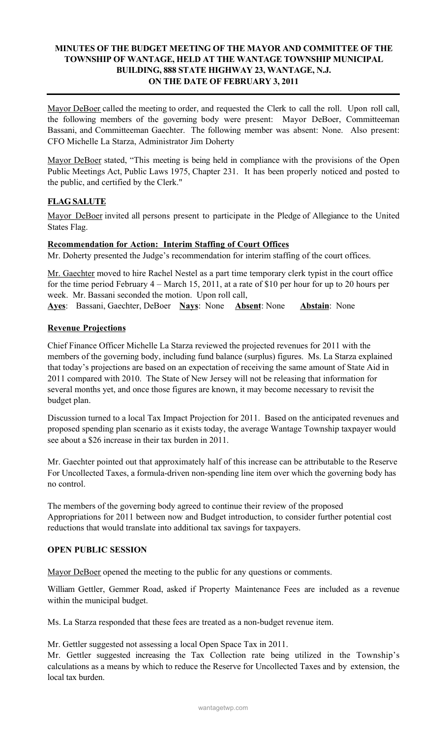# MINUTES OF THE BUDGET MEETING OF THE MAYOR AND COMMITTEE OF THE TOWNSHIP OF WANTAGE, HELD AT THE WANTAGE TOWNSHIP MUNICIPAL BUILDING, 888 STATE HIGHWAY 23, WANTAGE, N.J. ON THE DATE OF FEBRUARY 3, 2011

Mayor DeBoer called the meeting to order, and requested the Clerk to call the roll. Upon roll call, the following members of the governing body were present: Mayor DeBoer, Committeeman Bassani, and Committeeman Gaechter. The following member was absent: None. Also present: CFO Michelle La Starza, Administrator Jim Doherty

Mayor DeBoer stated, "This meeting is being held in compliance with the provisions of the Open Public Meetings Act, Public Laws 1975, Chapter 231. It has been properly noticed and posted to the public, and certified by the Clerk."

## FLAG SALUTE

Mayor DeBoer invited all persons present to participate in the Pledge of Allegiance to the United States Flag.

## Recommendation for Action: Interim Staffing of Court Offices

Mr. Doherty presented the Judge's recommendation for interim staffing of the court offices.

Mr. Gaechter moved to hire Rachel Nestel as a part time temporary clerk typist in the court office for the time period February 4 – March 15, 2011, at a rate of $10 per hour for up to 20 hours per week. Mr. Bassani seconded the motion. Upon roll call,

**Ayes**: Bassani, Gaechter, DeBoer **Nays**: None **Absent**: None **Abstain**: None

## Revenue Projections

Chief Finance Officer Michelle La Starza reviewed the projected revenues for 2011 with the members of the governing body, including fund balance (surplus) figures. Ms. La Starza explained that today's projections are based on an expectation of receiving the same amount of State Aid in 2011 compared with 2010. The State of New Jersey will not be releasing that information for several months yet, and once those figures are known, it may become necessary to revisit the budget plan.

Discussion turned to a local Tax Impact Projection for 2011. Based on the anticipated revenues and proposed spending plan scenario as it exists today, the average Wantage Township taxpayer would see about a $26 increase in their tax burden in 2011.

Mr. Gaechter pointed out that approximately half of this increase can be attributable to the Reserve For Uncollected Taxes, a formula-driven non-spending line item over which the governing body has no control.

The members of the governing body agreed to continue their review of the proposed Appropriations for 2011 between now and Budget introduction, to consider further potential cost reductions that would translate into additional tax savings for taxpayers.

## OPEN PUBLIC SESSION

Mayor DeBoer opened the meeting to the public for any questions or comments.

William Gettler, Gemmer Road, asked if Property Maintenance Fees are included as a revenue within the municipal budget.

Ms. La Starza responded that these fees are treated as a non-budget revenue item.

Mr. Gettler suggested not assessing a local Open Space Tax in 2011.

Mr. Gettler suggested increasing the Tax Collection rate being utilized in the Township's calculations as a means by which to reduce the Reserve for Uncollected Taxes and by extension, the local tax burden.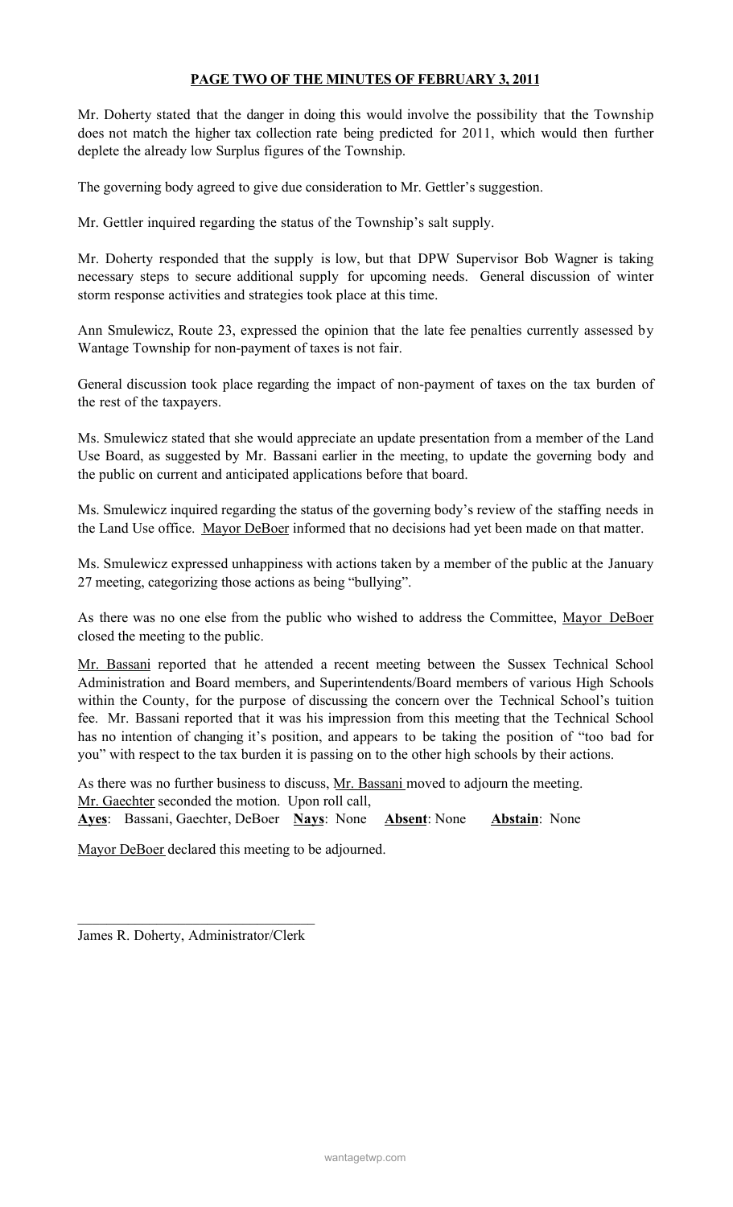**PAGE TWO OF THE MINUTES OF FEBRUARY 3, 2011**

Mr. Doherty stated that the danger in doing this would involve the possibility that the Township does not match the higher tax collection rate being predicted for 2011, which would then further deplete the already low Surplus figures of the Township.

The governing body agreed to give due consideration to Mr. Gettler's suggestion.

Mr. Gettler inquired regarding the status of the Township's salt supply.

Mr. Doherty responded that the supply is low, but that DPW Supervisor Bob Wagner is taking necessary steps to secure additional supply for upcoming needs. General discussion of winter storm response activities and strategies took place at this time.

Ann Smulewicz, Route 23, expressed the opinion that the late fee penalties currently assessed by Wantage Township for non-payment of taxes is not fair.

General discussion took place regarding the impact of non-payment of taxes on the tax burden of the rest of the taxpayers.

Ms. Smulewicz stated that she would appreciate an update presentation from a member of the Land Use Board, as suggested by Mr. Bassani earlier in the meeting, to update the governing body and the public on current and anticipated applications before that board.

Ms. Smulewicz inquired regarding the status of the governing body's review of the staffing needs in the Land Use office. Mayor DeBoer informed that no decisions had yet been made on that matter.

Ms. Smulewicz expressed unhappiness with actions taken by a member of the public at the January 27 meeting, categorizing those actions as being "bullying".

As there was no one else from the public who wished to address the Committee, Mayor DeBoer closed the meeting to the public.

Mr. Bassani reported that he attended a recent meeting between the Sussex Technical School Administration and Board members, and Superintendents/Board members of various High Schools within the County, for the purpose of discussing the concern over the Technical School's tuition fee. Mr. Bassani reported that it was his impression from this meeting that the Technical School has no intention of changing it's position, and appears to be taking the position of "too bad for you" with respect to the tax burden it is passing on to the other high schools by their actions.

As there was no further business to discuss, Mr. Bassani moved to adjourn the meeting.
Mr. Gaechter seconded the motion. Upon roll call,
**Ayes**: Bassani, Gaechter, DeBoer **Nays**: None **Absent**: None **Abstain**: None

Mayor DeBoer declared this meeting to be adjourned.

\_\_\_\_\_\_\_\_\_\_\_\_\_\_\_\_\_\_\_\_\_\_\_\_\_\_\_\_\_\_\_\_\_\_

James R. Doherty, Administrator/Clerk